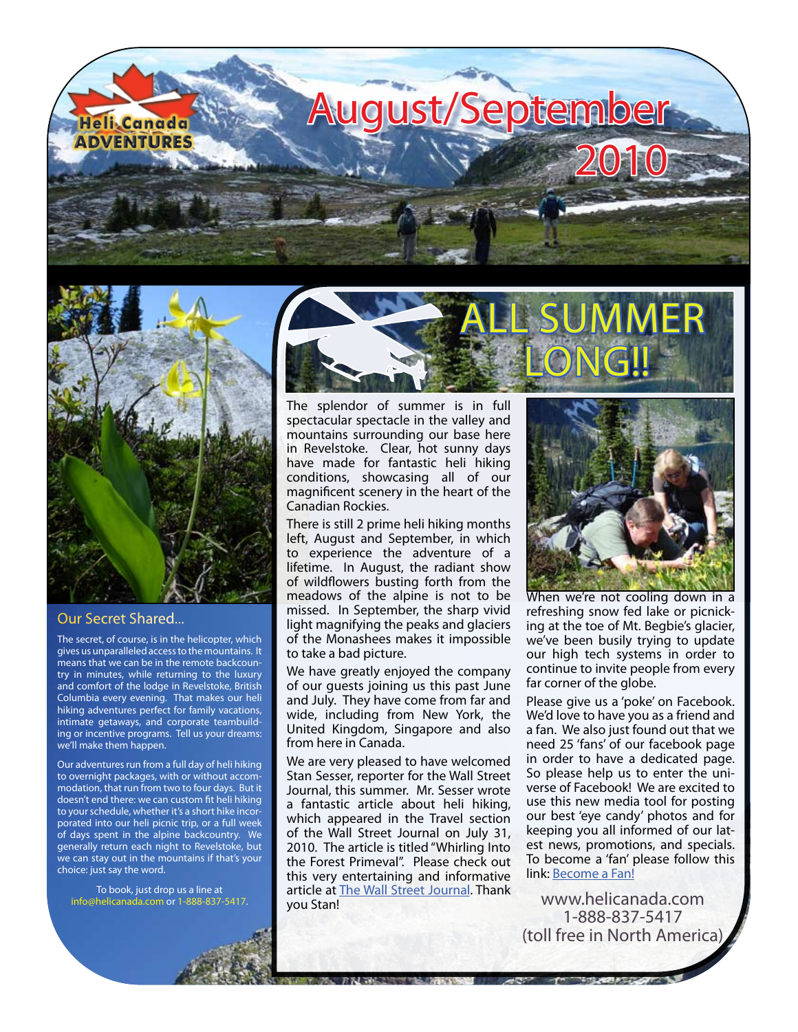Heli Canada ADVENTURES

# August/September 2010

## Our Secret Shared...

The secret, of course, is in the helicopter, which gives us unparalleled access to the mountains. It means that we can be in the remote backcountry in minutes, while returning to the luxury and comfort of the lodge in Revelstoke, British Columbia every evening. That makes our heli hiking adventures perfect for family vacations, intimate getaways, and corporate teambuilding or incentive programs. Tell us your dreams: we'll make them happen.

Our adventures run from a full day of heli hiking to overnight packages, with or without accommodation, that run from two to four days. But it doesn't end there: we can custom fit heli hiking to your schedule, whether it's a short hike incorporated into our heli picnic trip, or a full week of days spent in the alpine backcountry. We generally return each night to Revelstoke, but we can stay out in the mountains if that's your choice: just say the word.

To book, just drop us a line at info@helicanada.com or 1-888-837-5417.

## ALL SUMMER LONG!!

The splendor of summer is in full spectacular spectacle in the valley and mountains surrounding our base here in Revelstoke. Clear, hot sunny days have made for fantastic heli hiking conditions, showcasing all of our magnificent scenery in the heart of the Canadian Rockies.

There is still 2 prime heli hiking months left, August and September, in which to experience the adventure of a lifetime. In August, the radiant show of wildflowers busting forth from the meadows of the alpine is not to be missed. In September, the sharp vivid light magnifying the peaks and glaciers of the Monashees makes it impossible to take a bad picture.

We have greatly enjoyed the company of our guests joining us this past June and July. They have come from far and wide, including from New York, the United Kingdom, Singapore and also from here in Canada.

We are very pleased to have welcomed Stan Sesser, reporter for the Wall Street Journal, this summer. Mr. Sesser wrote a fantastic article about heli hiking, which appeared in the Travel section of the Wall Street Journal on July 31, 2010. The article is titled "Whirling Into the Forest Primeval". Please check out this very entertaining and informative article at [The Wall Street Journal](). Thank you Stan!

When we're not cooling down in a refreshing snow fed lake or picnicking at the toe of Mt. Begbie's glacier, we've been busily trying to update our high tech systems in order to continue to invite people from every far corner of the globe.

Please give us a 'poke' on Facebook. We'd love to have you as a friend and a fan. We also just found out that we need 25 'fans' of our facebook page in order to have a dedicated page. So please help us to enter the universe of Facebook! We are excited to use this new media tool for posting our best 'eye candy' photos and for keeping you all informed of our latest news, promotions, and specials. To become a 'fan' please follow this link: [Become a Fan!]()

www.helicanada.com
1-888-837-5417
(toll free in North America)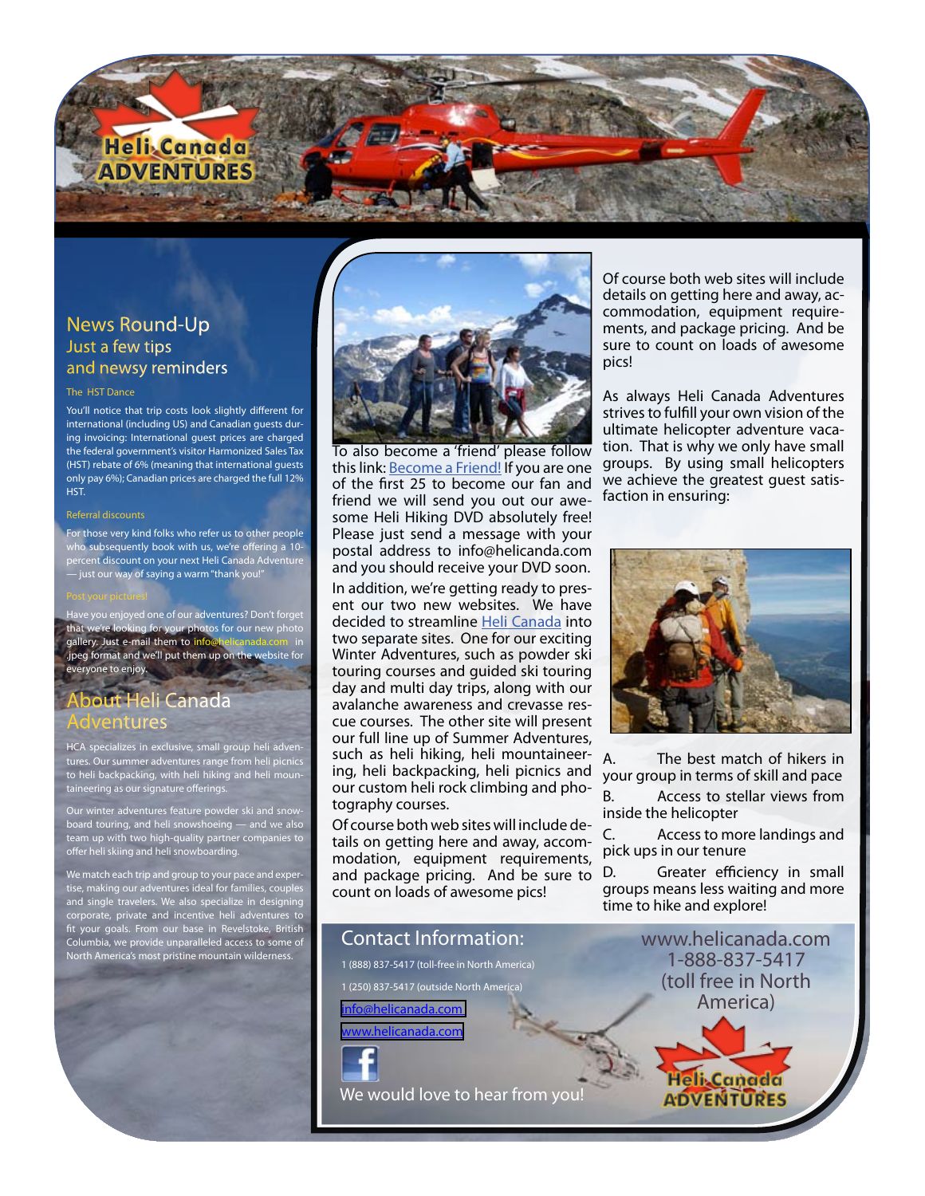# News Round-Up

## Just a few tips and newsy reminders

### The HST Dance

You'll notice that trip costs look slightly different for international (including US) and Canadian guests during invoicing: International guest prices are charged the federal government's visitor Harmonized Sales Tax (HST) rebate of 6% (meaning that international guests only pay 6%); Canadian prices are charged the full 12% HST.

### Referral discounts

For those very kind folks who refer us to other people who subsequently book with us, we're offering a 10-percent discount on your next Heli Canada Adventure — just our way of saying a warm "thank you!"

### Post your pictures!

Have you enjoyed one of our adventures? Don't forget that we're looking for your photos for our new photo gallery. Just e-mail them to info@helicanada.com in .jpeg format and we'll put them up on the website for everyone to enjoy.

## About Heli Canada Adventures

HCA specializes in exclusive, small group heli adventures. Our summer adventures range from heli picnics to heli backpacking, with heli hiking and heli mountaineering as our signature offerings.

Our winter adventures feature powder ski and snowboard touring, and heli snowshoeing — and we also team up with two high-quality partner companies to offer heli skiing and heli snowboarding.

We match each trip and group to your pace and expertise, making our adventures ideal for families, couples and single travelers. We also specialize in designing corporate, private and incentive heli adventures to fit your goals. From our base in Revelstoke, British Columbia, we provide unparalleled access to some of North America's most pristine mountain wilderness.

To also become a 'friend' please follow this link: [Become a Friend!] If you are one of the first 25 to become our fan and friend we will send you out our awesome Heli Hiking DVD absolutely free! Please just send a message with your postal address to info@helicanda.com and you should receive your DVD soon.

In addition, we're getting ready to present our two new websites. We have decided to streamline Heli Canada into two separate sites. One for our exciting Winter Adventures, such as powder ski touring courses and guided ski touring day and multi day trips, along with our avalanche awareness and crevasse rescue courses. The other site will present our full line up of Summer Adventures, such as heli hiking, heli mountaineering, heli backpacking, heli picnics and our custom heli rock climbing and photography courses.

Of course both web sites will include details on getting here and away, accommodation, equipment requirements, and package pricing. And be sure to count on loads of awesome pics!

Of course both web sites will include details on getting here and away, accommodation, equipment requirements, and package pricing. And be sure to count on loads of awesome pics!

As always Heli Canada Adventures strives to fulfill your own vision of the ultimate helicopter adventure vacation. That is why we only have small groups. By using small helicopters we achieve the greatest guest satisfaction in ensuring:

A. The best match of hikers in your group in terms of skill and pace

B. Access to stellar views from inside the helicopter

C. Access to more landings and pick ups in our tenure

D. Greater efficiency in small groups means less waiting and more time to hike and explore!

## Contact Information:

1 (888) 837-5417 (toll-free in North America)

1 (250) 837-5417 (outside North America)

info@helicanada.com

www.helicanada.com

We would love to hear from you!

www.helicanada.com
1-888-837-5417
(toll free in North America)